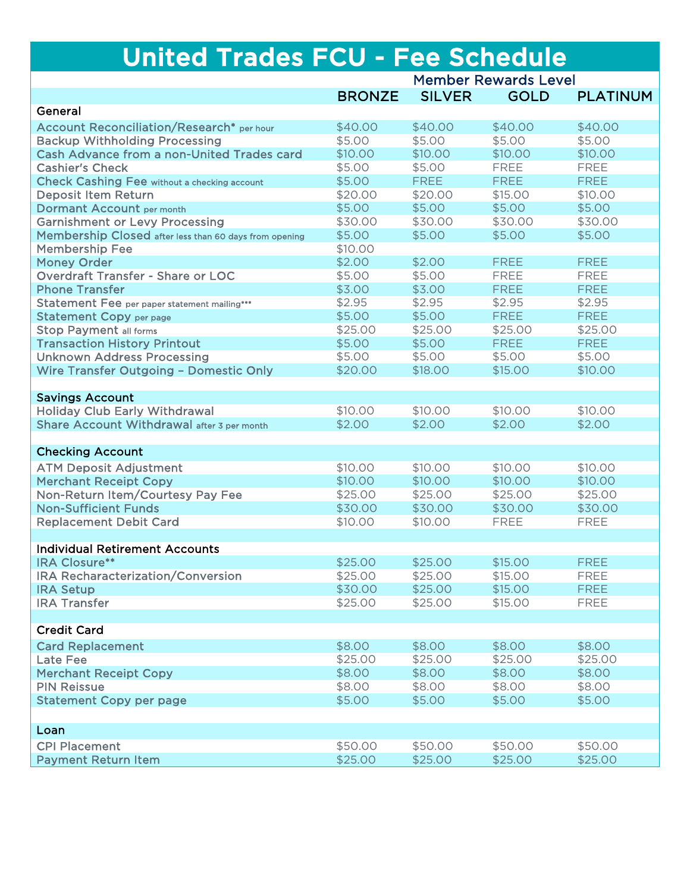# United Trades FCU - Fee Schedule

| | Member Rewards Level | | | |
|---|---|---|---|---|
| | BRONZE | SILVER | GOLD | PLATINUM |
| **General** | | | | |
| Account Reconciliation/Research* per hour | $40.00 | $40.00 | $40.00 | $40.00 |
| Backup Withholding Processing | $5.00 | $5.00 | $5.00 | $5.00 |
| Cash Advance from a non-United Trades card | $10.00 | $10.00 | $10.00 | $10.00 |
| Cashier's Check | $5.00 | $5.00 | FREE | FREE |
| Check Cashing Fee without a checking account | $5.00 | FREE | FREE | FREE |
| Deposit Item Return | $20.00 | $20.00 | $15.00 | $10.00 |
| Dormant Account per month | $5.00 | $5.00 | $5.00 | $5.00 |
| Garnishment or Levy Processing | $30.00 | $30.00 | $30.00 | $30.00 |
| Membership Closed after less than 60 days from opening | $5.00 | $5.00 | $5.00 | $5.00 |
| Membership Fee | $10.00 | | | |
| Money Order | $2.00 | $2.00 | FREE | FREE |
| Overdraft Transfer - Share or LOC | $5.00 | $5.00 | FREE | FREE |
| Phone Transfer | $3.00 | $3.00 | FREE | FREE |
| Statement Fee per paper statement mailing*** | $2.95 | $2.95 | $2.95 | $2.95 |
| Statement Copy per page | $5.00 | $5.00 | FREE | FREE |
| Stop Payment all forms | $25.00 | $25.00 | $25.00 | $25.00 |
| Transaction History Printout | $5.00 | $5.00 | FREE | FREE |
| Unknown Address Processing | $5.00 | $5.00 | $5.00 | $5.00 |
| Wire Transfer Outgoing – Domestic Only | $20.00 | $18.00 | $15.00 | $10.00 |
| **Savings Account** | | | | |
| Holiday Club Early Withdrawal | $10.00 | $10.00 | $10.00 | $10.00 |
| Share Account Withdrawal after 3 per month | $2.00 | $2.00 | $2.00 | $2.00 |
| **Checking Account** | | | | |
| ATM Deposit Adjustment | $10.00 | $10.00 | $10.00 | $10.00 |
| Merchant Receipt Copy | $10.00 | $10.00 | $10.00 | $10.00 |
| Non-Return Item/Courtesy Pay Fee | $25.00 | $25.00 | $25.00 | $25.00 |
| Non-Sufficient Funds | $30.00 | $30.00 | $30.00 | $30.00 |
| Replacement Debit Card | $10.00 | $10.00 | FREE | FREE |
| **Individual Retirement Accounts** | | | | |
| IRA Closure** | $25.00 | $25.00 | $15.00 | FREE |
| IRA Recharacterization/Conversion | $25.00 | $25.00 | $15.00 | FREE |
| IRA Setup | $30.00 | $25.00 | $15.00 | FREE |
| IRA Transfer | $25.00 | $25.00 | $15.00 | FREE |
| **Credit Card** | | | | |
| Card Replacement | $8.00 | $8.00 | $8.00 | $8.00 |
| Late Fee | $25.00 | $25.00 | $25.00 | $25.00 |
| Merchant Receipt Copy | $8.00 | $8.00 | $8.00 | $8.00 |
| PIN Reissue | $8.00 | $8.00 | $8.00 | $8.00 |
| Statement Copy per page | $5.00 | $5.00 | $5.00 | $5.00 |
| **Loan** | | | | |
| CPI Placement | $50.00 | $50.00 | $50.00 | $50.00 |
| Payment Return Item | $25.00 | $25.00 | $25.00 | $25.00 |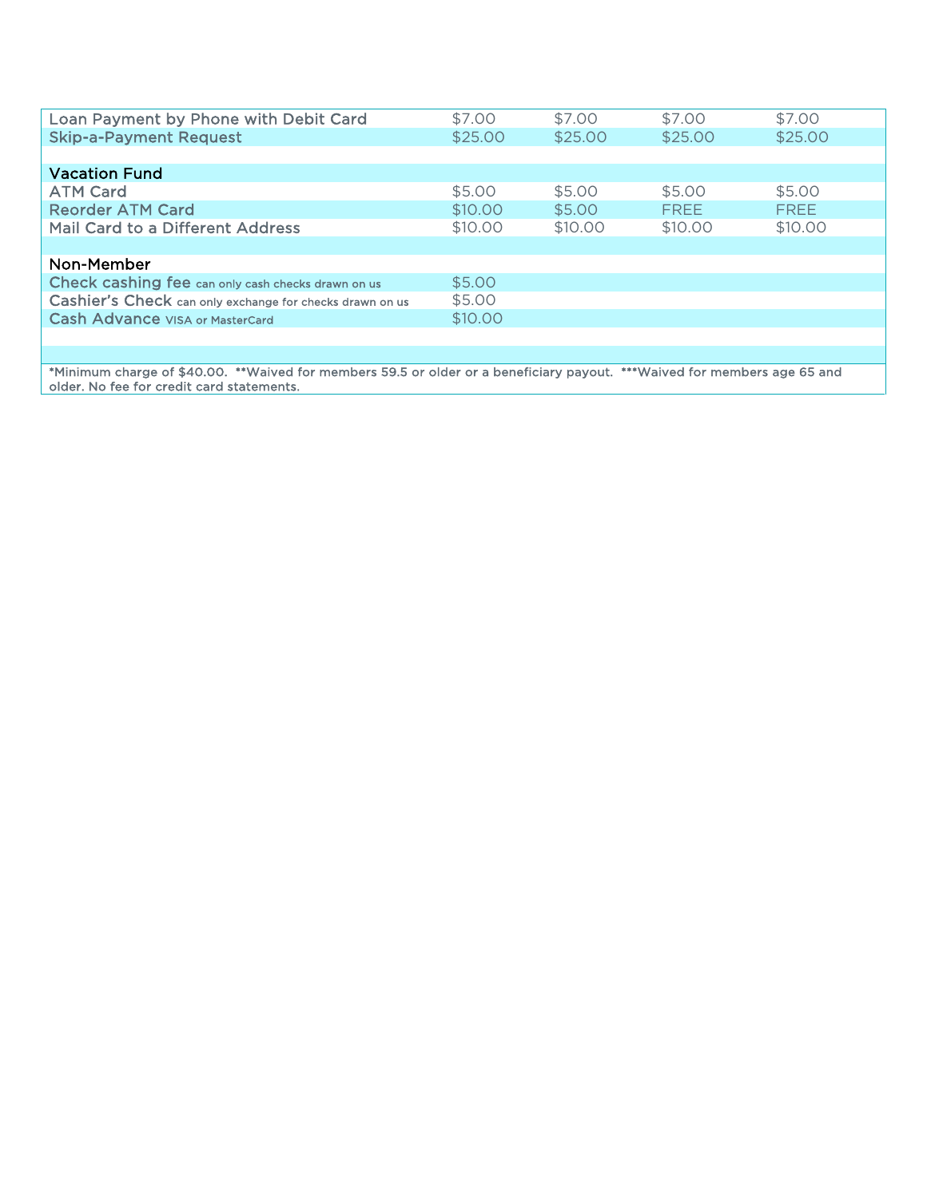| | | | | |
|---|---|---|---|---|
| Loan Payment by Phone with Debit Card | $7.00 | $7.00 | $7.00 | $7.00 |
| Skip-a-Payment Request | $25.00 | $25.00 | $25.00 | $25.00 |
| | | | | |
| **Vacation Fund** | | | | |
| ATM Card | $5.00 | $5.00 | $5.00 | $5.00 |
| Reorder ATM Card | $10.00 | $5.00 | FREE | FREE |
| Mail Card to a Different Address | $10.00 | $10.00 | $10.00 | $10.00 |
| | | | | |
| **Non-Member** | | | | |
| Check cashing fee can only cash checks drawn on us | $5.00 | | | |
| Cashier's Check can only exchange for checks drawn on us | $5.00 | | | |
| Cash Advance VISA or MasterCard | $10.00 | | | |

*Minimum charge of $40.00. **Waived for members 59.5 or older or a beneficiary payout. ***Waived for members age 65 and older. No fee for credit card statements.